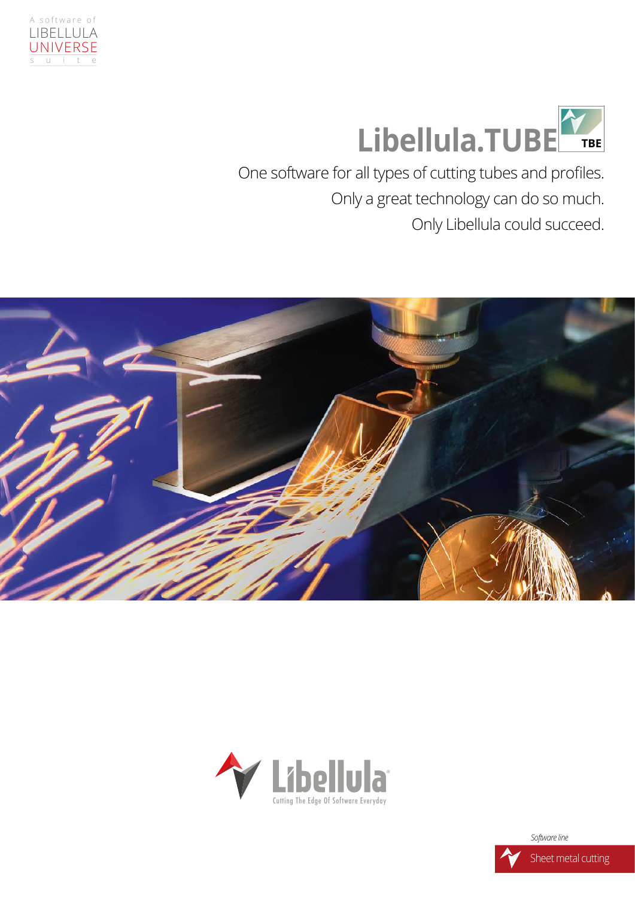A software of
LIBELLULA
UNIVERSE
s u i t e

# Libellula.TUBE

TBE

One software for all types of cutting tubes and profiles.
Only a great technology can do so much.
Only Libellula could succeed.

Libellula
Cutting The Edge Of Software Everyday

*Software line*

Sheet metal cutting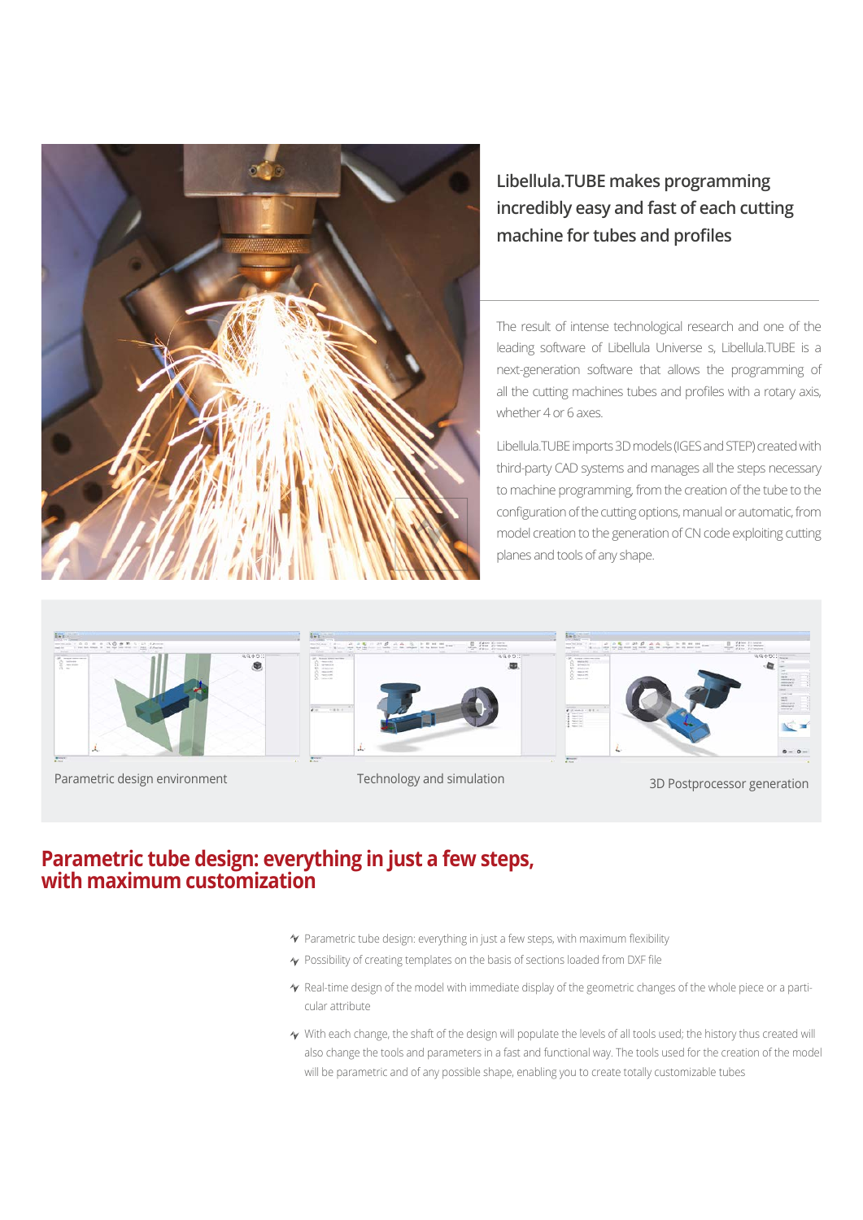## Libellula.TUBE makes programming incredibly easy and fast of each cutting machine for tubes and profiles

The result of intense technological research and one of the leading software of Libellula Universe s, Libellula.TUBE is a next-generation software that allows the programming of all the cutting machines tubes and profiles with a rotary axis, whether 4 or 6 axes.

Libellula.TUBE imports 3D models (IGES and STEP) created with third-party CAD systems and manages all the steps necessary to machine programming, from the creation of the tube to the configuration of the cutting options, manual or automatic, from model creation to the generation of CN code exploiting cutting planes and tools of any shape.

Parametric design environment

Technology and simulation

3D Postprocessor generation

## Parametric tube design: everything in just a few steps, with maximum customization

- Parametric tube design: everything in just a few steps, with maximum flexibility
- Possibility of creating templates on the basis of sections loaded from DXF file
- Real-time design of the model with immediate display of the geometric changes of the whole piece or a particular attribute
- With each change, the shaft of the design will populate the levels of all tools used; the history thus created will also change the tools and parameters in a fast and functional way. The tools used for the creation of the model will be parametric and of any possible shape, enabling you to create totally customizable tubes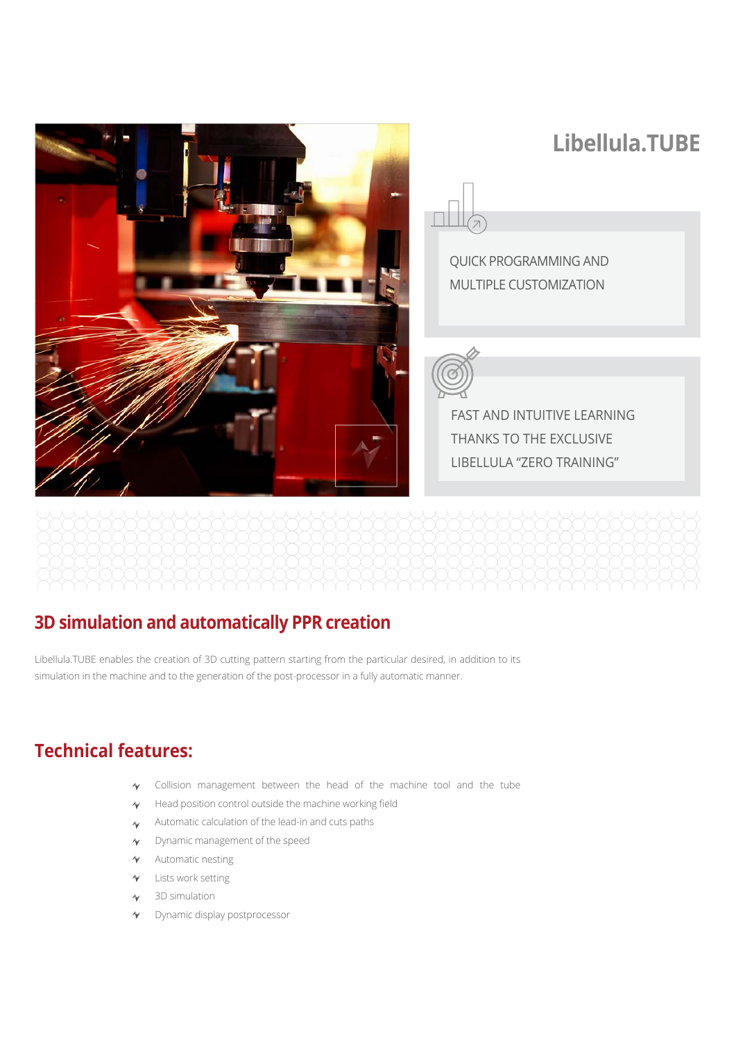# Libellula.TUBE

QUICK PROGRAMMING AND MULTIPLE CUSTOMIZATION

FAST AND INTUITIVE LEARNING THANKS TO THE EXCLUSIVE LIBELLULA “ZERO TRAINING”

## 3D simulation and automatically PPR creation

Libellula.TUBE enables the creation of 3D cutting pattern starting from the particular desired, in addition to its simulation in the machine and to the generation of the post-processor in a fully automatic manner.

## Technical features:

- Collision management between the head of the machine tool and the tube
- Head position control outside the machine working field
- Automatic calculation of the lead-in and cuts paths
- Dynamic management of the speed
- Automatic nesting
- Lists work setting
- 3D simulation
- Dynamic display postprocessor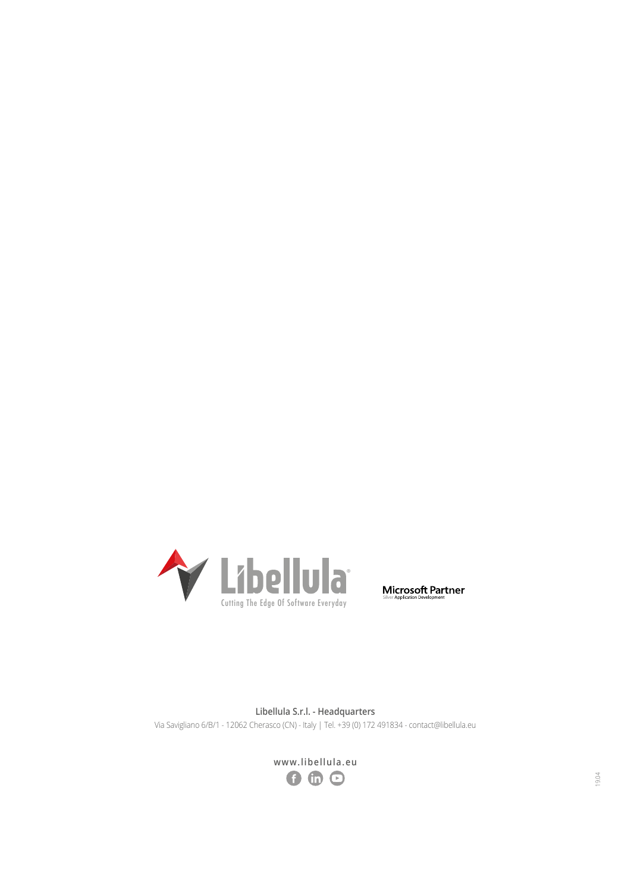Libellula

Cutting The Edge Of Software Everyday

Microsoft Partner
Silver Application Development

**Libellula S.r.l. - Headquarters**

Via Savigliano 6/B/1 - 12062 Cherasco (CN) - Italy | Tel. +39 (0) 172 491834 - contact@libellula.eu

www.libellula.eu

1904